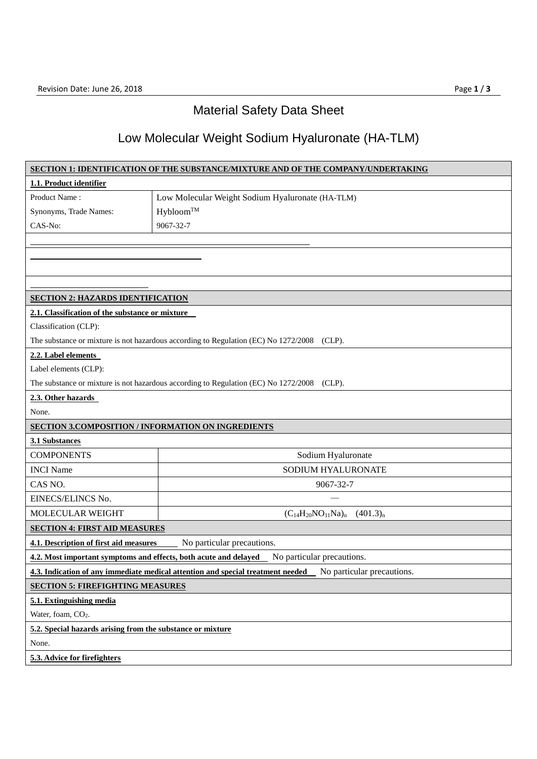# Material Safety Data Sheet

# Low Molecular Weight Sodium Hyaluronate (HA-TLM)

## SECTION 1: IDENTIFICATION OF THE SUBSTANCE/MIXTURE AND OF THE COMPANY/UNDERTAKING

**1.1. Product identifier**

| | |
|---|---|
| Product Name : | Low Molecular Weight Sodium Hyaluronate (HA-TLM) |
| Synonyms, Trade Names: | Hybloom™ |
| CAS-No: | 9067-32-7 |

## SECTION 2: HAZARDS IDENTIFICATION

**2.1. Classification of the substance or mixture**

Classification (CLP):

The substance or mixture is not hazardous according to Regulation (EC) No 1272/2008 (CLP).

**2.2. Label elements**

Label elements (CLP):

The substance or mixture is not hazardous according to Regulation (EC) No 1272/2008 (CLP).

**2.3. Other hazards**

None.

## SECTION 3.COMPOSITION / INFORMATION ON INGREDIENTS

**3.1 Substances**

| | |
|---|---|
| COMPONENTS | Sodium Hyaluronate |
| INCI Name | SODIUM HYALURONATE |
| CAS NO. | 9067-32-7 |
| EINECS/ELINCS No. | — |
| MOLECULAR WEIGHT | $(C_{14}H_{20}NO_{11}Na)_n$ $(401.3)_n$ |

## SECTION 4: FIRST AID MEASURES

**4.1. Description of first aid measures** No particular precautions.

**4.2. Most important symptoms and effects, both acute and delayed** No particular precautions.

**4.3. Indication of any immediate medical attention and special treatment needed** No particular precautions.

## SECTION 5: FIREFIGHTING MEASURES

**5.1. Extinguishing media**

Water, foam, $CO_2$.

**5.2. Special hazards arising from the substance or mixture**

None.

**5.3. Advice for firefighters**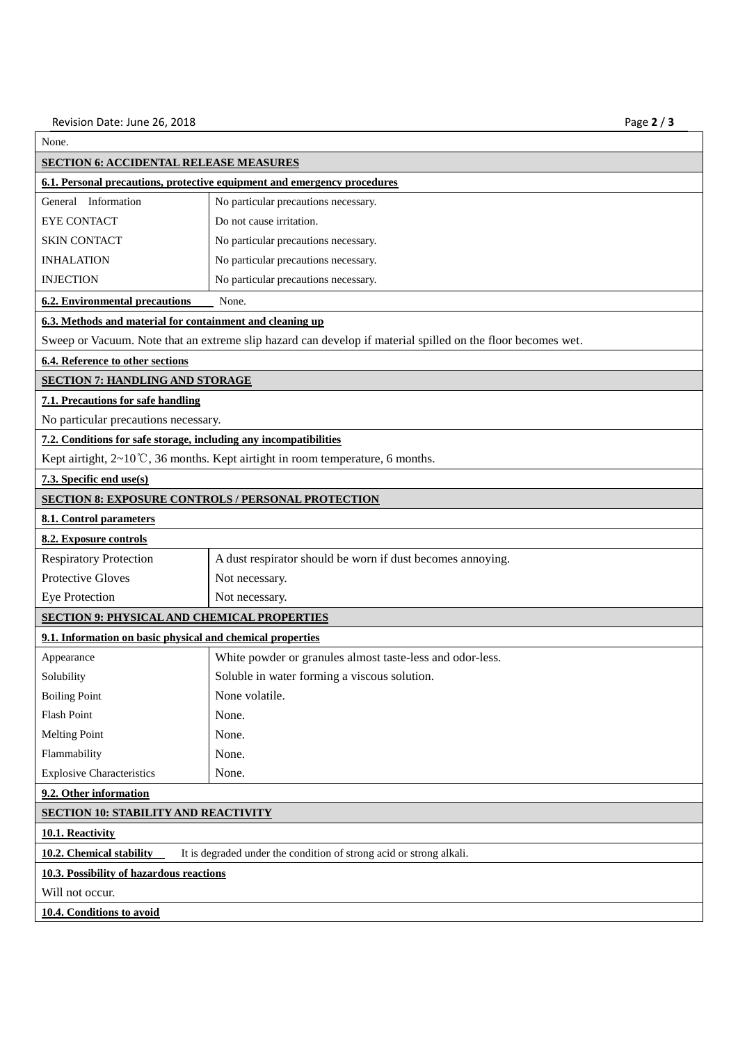None.

## SECTION 6: ACCIDENTAL RELEASE MEASURES

### 6.1. Personal precautions, protective equipment and emergency procedures

| | |
|---|---|
| General Information | No particular precautions necessary. |
| EYE CONTACT | Do not cause irritation. |
| SKIN CONTACT | No particular precautions necessary. |
| INHALATION | No particular precautions necessary. |
| INJECTION | No particular precautions necessary. |

**6.2. Environmental precautions** None.

### 6.3. Methods and material for containment and cleaning up

Sweep or Vacuum. Note that an extreme slip hazard can develop if material spilled on the floor becomes wet.

### 6.4. Reference to other sections

## SECTION 7: HANDLING AND STORAGE

### 7.1. Precautions for safe handling

No particular precautions necessary.

### 7.2. Conditions for safe storage, including any incompatibilities

Kept airtight, 2~10℃, 36 months. Kept airtight in room temperature, 6 months.

### 7.3. Specific end use(s)

## SECTION 8: EXPOSURE CONTROLS / PERSONAL PROTECTION

### 8.1. Control parameters

### 8.2. Exposure controls

| | |
|---|---|
| Respiratory Protection | A dust respirator should be worn if dust becomes annoying. |
| Protective Gloves | Not necessary. |
| Eye Protection | Not necessary. |

## SECTION 9: PHYSICAL AND CHEMICAL PROPERTIES

### 9.1. Information on basic physical and chemical properties

| | |
|---|---|
| Appearance | White powder or granules almost taste-less and odor-less. |
| Solubility | Soluble in water forming a viscous solution. |
| Boiling Point | None volatile. |
| Flash Point | None. |
| Melting Point | None. |
| Flammability | None. |
| Explosive Characteristics | None. |

### 9.2. Other information

## SECTION 10: STABILITY AND REACTIVITY

### 10.1. Reactivity

**10.2. Chemical stability** It is degraded under the condition of strong acid or strong alkali.

### 10.3. Possibility of hazardous reactions

Will not occur.

### 10.4. Conditions to avoid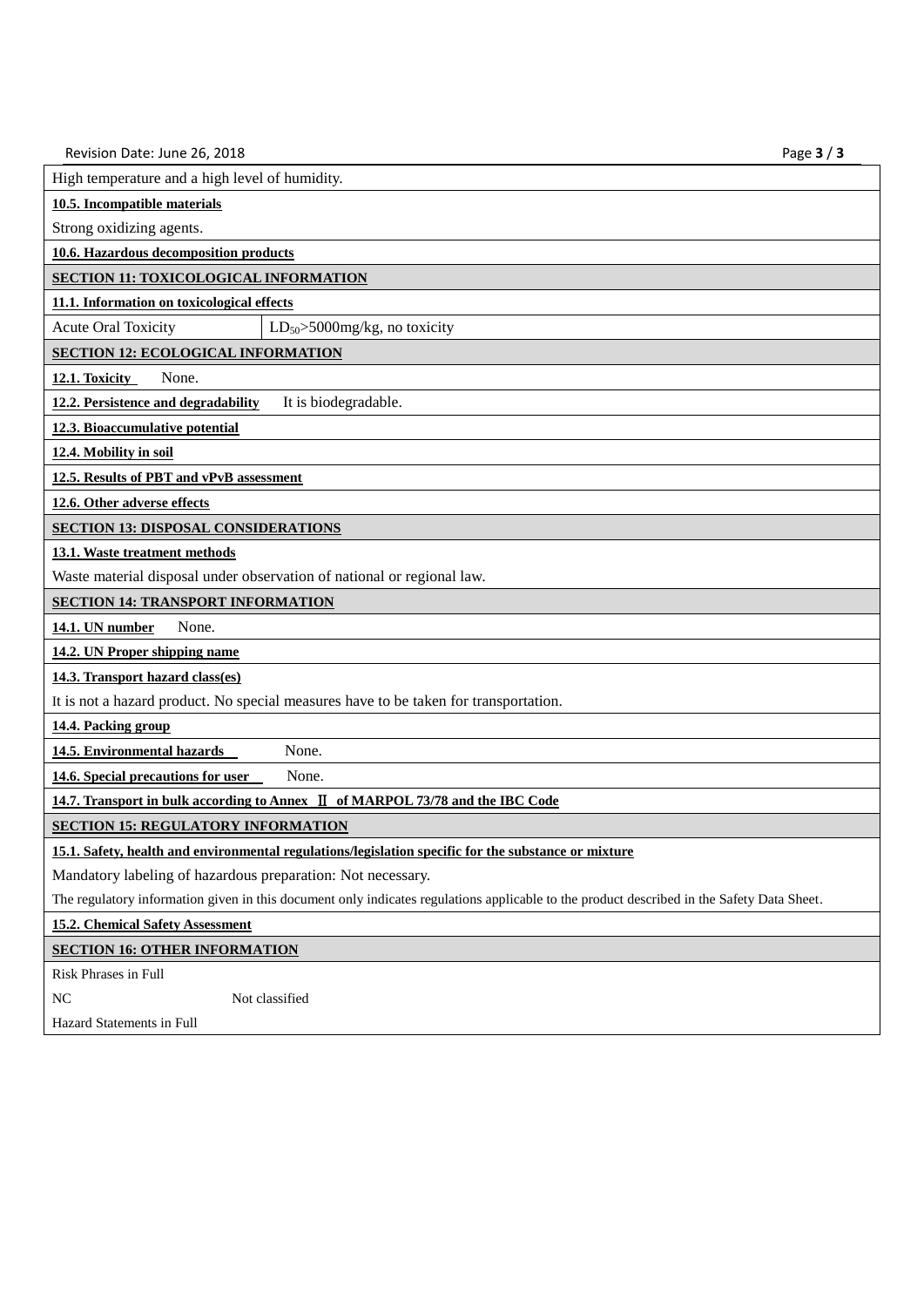High temperature and a high level of humidity.

**10.5. Incompatible materials**

Strong oxidizing agents.

**10.6. Hazardous decomposition products**

## SECTION 11: TOXICOLOGICAL INFORMATION

**11.1. Information on toxicological effects**

| | |
|---|---|
| Acute Oral Toxicity | $LD_{50}$>5000mg/kg, no toxicity |

## SECTION 12: ECOLOGICAL INFORMATION

**12.1. Toxicity** None.

**12.2. Persistence and degradability** It is biodegradable.

**12.3. Bioaccumulative potential**

**12.4. Mobility in soil**

**12.5. Results of PBT and vPvB assessment**

**12.6. Other adverse effects**

## SECTION 13: DISPOSAL CONSIDERATIONS

**13.1. Waste treatment methods**

Waste material disposal under observation of national or regional law.

## SECTION 14: TRANSPORT INFORMATION

**14.1. UN number** None.

**14.2. UN Proper shipping name**

**14.3. Transport hazard class(es)**

It is not a hazard product. No special measures have to be taken for transportation.

**14.4. Packing group**

**14.5. Environmental hazards** None.

**14.6. Special precautions for user** None.

**14.7. Transport in bulk according to Annex Ⅱ of MARPOL 73/78 and the IBC Code**

## SECTION 15: REGULATORY INFORMATION

**15.1. Safety, health and environmental regulations/legislation specific for the substance or mixture**

Mandatory labeling of hazardous preparation: Not necessary.

The regulatory information given in this document only indicates regulations applicable to the product described in the Safety Data Sheet.

**15.2. Chemical Safety Assessment**

## SECTION 16: OTHER INFORMATION

Risk Phrases in Full

| | |
|---|---|
| NC | Not classified |

Hazard Statements in Full